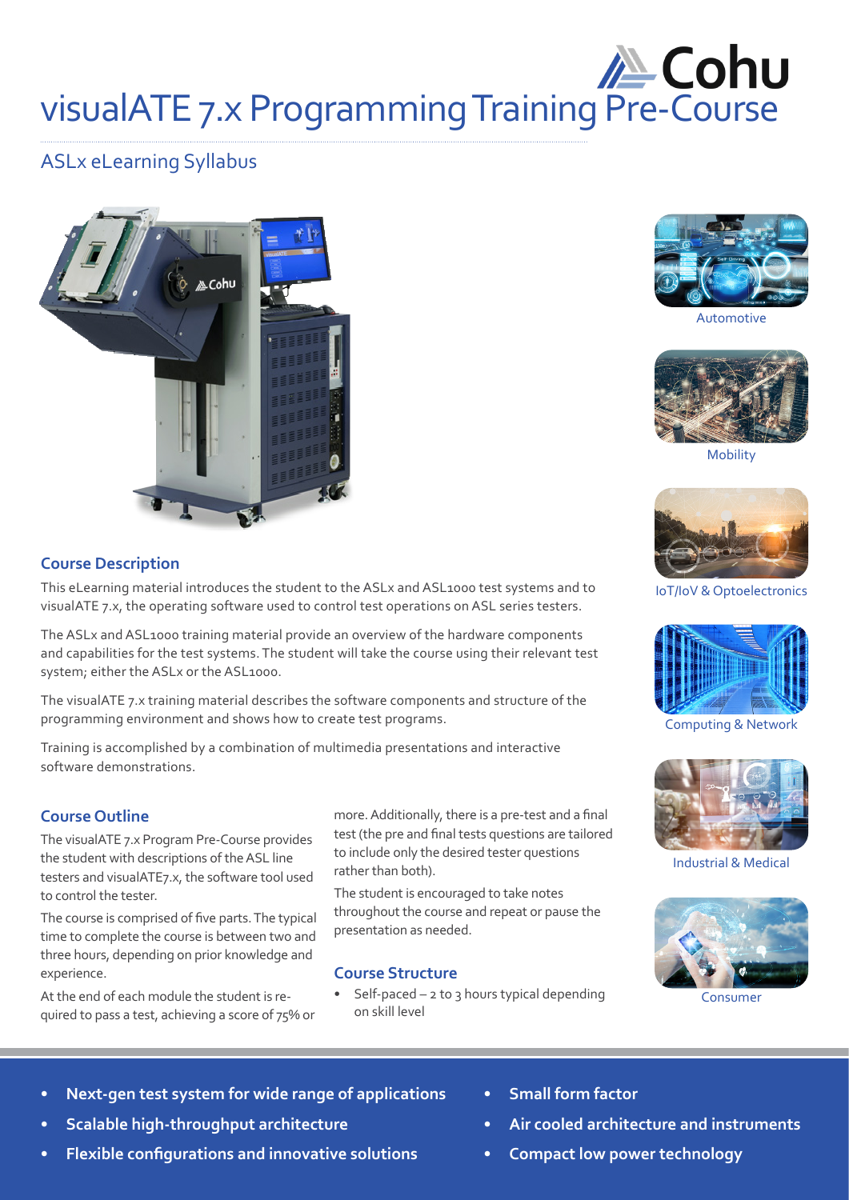# visualATE 7.x Programming Training Pre-Course

## ASLx eLearning Syllabus

Automotive

Mobility

IoT/IoV & Optoelectronics

Computing & Network

Industrial & Medical

Consumer

### Course Description

This eLearning material introduces the student to the ASLx and ASL1000 test systems and to visualATE 7.x, the operating software used to control test operations on ASL series testers.

The ASLx and ASL1000 training material provide an overview of the hardware components and capabilities for the test systems. The student will take the course using their relevant test system; either the ASLx or the ASL1000.

The visualATE 7.x training material describes the software components and structure of the programming environment and shows how to create test programs.

Training is accomplished by a combination of multimedia presentations and interactive software demonstrations.

### Course Outline

The visualATE 7.x Program Pre-Course provides the student with descriptions of the ASL line testers and visualATE7.x, the software tool used to control the tester.

The course is comprised of five parts. The typical time to complete the course is between two and three hours, depending on prior knowledge and experience.

At the end of each module the student is required to pass a test, achieving a score of 75% or more. Additionally, there is a pre-test and a final test (the pre and final tests questions are tailored to include only the desired tester questions rather than both).

The student is encouraged to take notes throughout the course and repeat or pause the presentation as needed.

### Course Structure

- Self-paced – 2 to 3 hours typical depending on skill level

- **Next-gen test system for wide range of applications**
- **Scalable high-throughput architecture**
- **Flexible configurations and innovative solutions**
- **Small form factor**
- **Air cooled architecture and instruments**
- **Compact low power technology**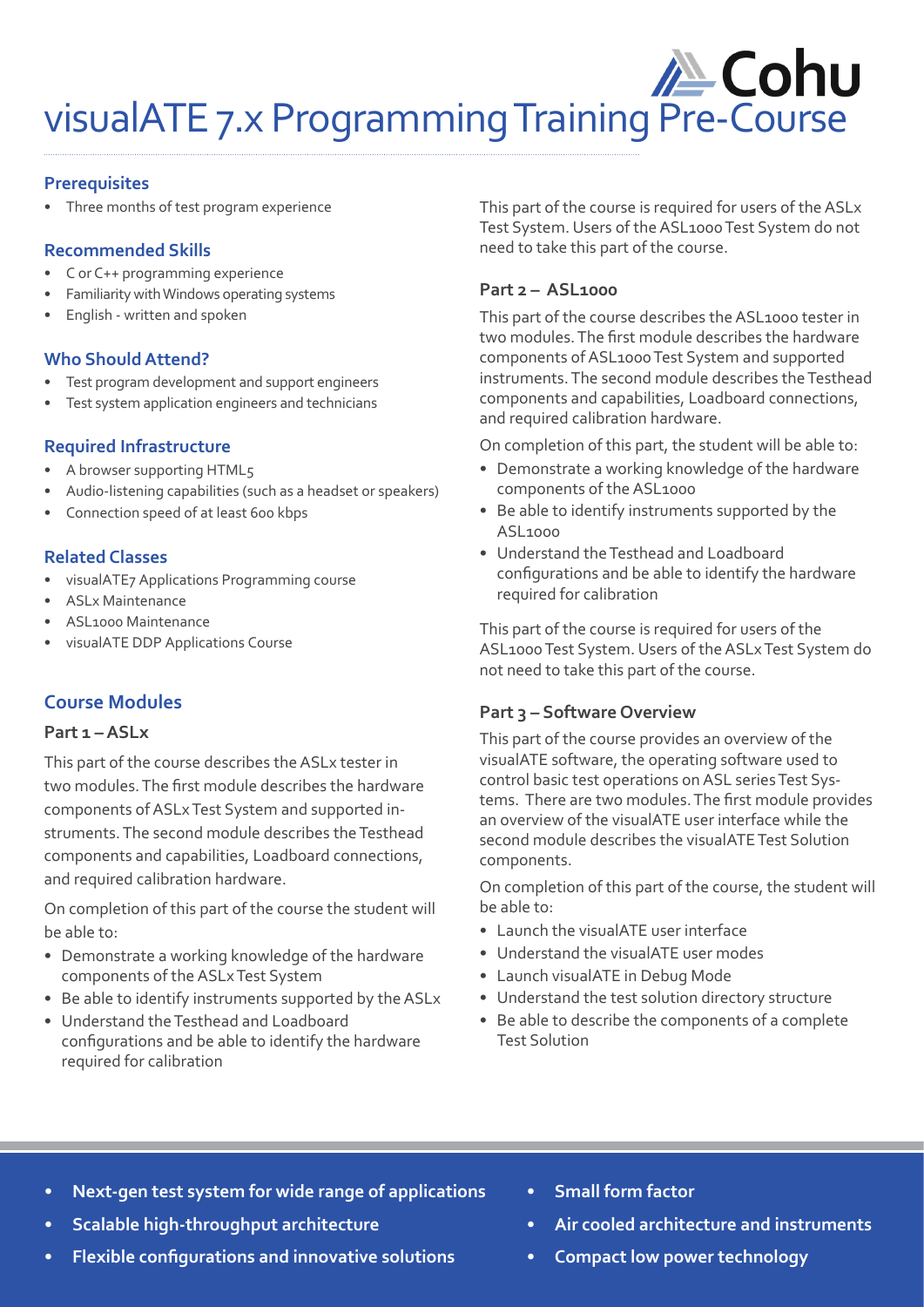# visualATE 7.x Programming Training Pre-Course

### Prerequisites

- Three months of test program experience

### Recommended Skills

- C or C++ programming experience
- Familiarity with Windows operating systems
- English - written and spoken

### Who Should Attend?

- Test program development and support engineers
- Test system application engineers and technicians

### Required Infrastructure

- A browser supporting HTML5
- Audio-listening capabilities (such as a headset or speakers)
- Connection speed of at least 600 kbps

### Related Classes

- visualATE7 Applications Programming course
- ASLx Maintenance
- ASL1000 Maintenance
- visualATE DDP Applications Course

## Course Modules

### Part 1 – ASLx

This part of the course describes the ASLx tester in two modules. The first module describes the hardware components of ASLx Test System and supported instruments. The second module describes the Testhead components and capabilities, Loadboard connections, and required calibration hardware.

On completion of this part of the course the student will be able to:

- Demonstrate a working knowledge of the hardware components of the ASLx Test System
- Be able to identify instruments supported by the ASLx
- Understand the Testhead and Loadboard configurations and be able to identify the hardware required for calibration

This part of the course is required for users of the ASLx Test System. Users of the ASL1000 Test System do not need to take this part of the course.

### Part 2 – ASL1000

This part of the course describes the ASL1000 tester in two modules. The first module describes the hardware components of ASL1000 Test System and supported instruments. The second module describes the Testhead components and capabilities, Loadboard connections, and required calibration hardware.

On completion of this part, the student will be able to:

- Demonstrate a working knowledge of the hardware components of the ASL1000
- Be able to identify instruments supported by the ASL1000
- Understand the Testhead and Loadboard configurations and be able to identify the hardware required for calibration

This part of the course is required for users of the ASL1000 Test System. Users of the ASLx Test System do not need to take this part of the course.

### Part 3 – Software Overview

This part of the course provides an overview of the visualATE software, the operating software used to control basic test operations on ASL series Test Systems. There are two modules. The first module provides an overview of the visualATE user interface while the second module describes the visualATE Test Solution components.

On completion of this part of the course, the student will be able to:

- Launch the visualATE user interface
- Understand the visualATE user modes
- Launch visualATE in Debug Mode
- Understand the test solution directory structure
- Be able to describe the components of a complete Test Solution

- **Next-gen test system for wide range of applications**
- **Scalable high-throughput architecture**
- **Flexible configurations and innovative solutions**
- **Small form factor**
- **Air cooled architecture and instruments**
- **Compact low power technology**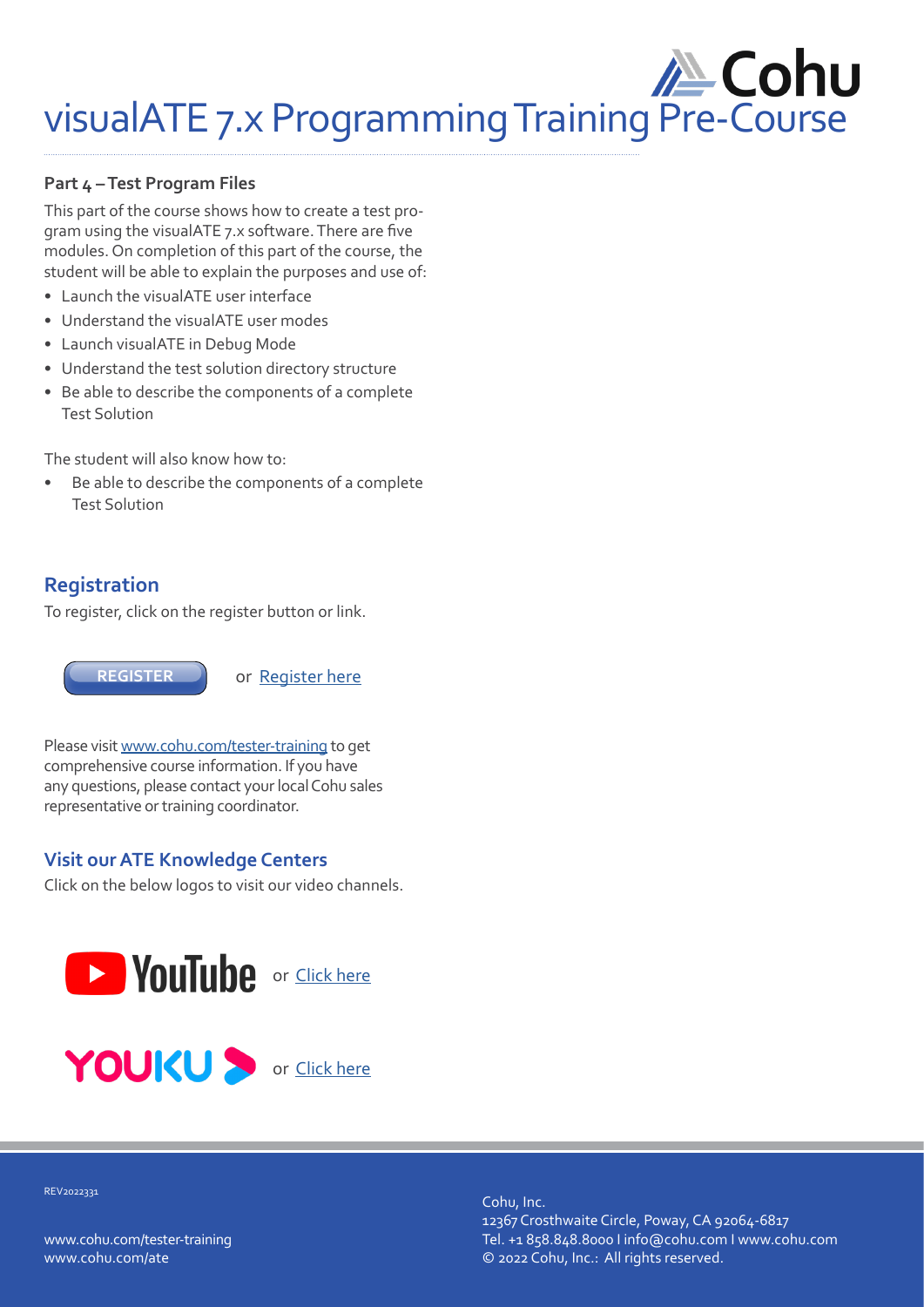# visualATE 7.x Programming Training Pre-Course

**Part 4 – Test Program Files**

This part of the course shows how to create a test program using the visualATE 7.x software. There are five modules. On completion of this part of the course, the student will be able to explain the purposes and use of:

- Launch the visualATE user interface
- Understand the visualATE user modes
- Launch visualATE in Debug Mode
- Understand the test solution directory structure
- Be able to describe the components of a complete Test Solution

The student will also know how to:

- Be able to describe the components of a complete Test Solution

## Registration

To register, click on the register button or link.

REGISTER or Register here

Please visit www.cohu.com/tester-training to get comprehensive course information. If you have any questions, please contact your local Cohu sales representative or training coordinator.

## Visit our ATE Knowledge Centers

Click on the below logos to visit our video channels.

YouTube or Click here

YOUKU or Click here

REV2022331

www.cohu.com/tester-training
www.cohu.com/ate

Cohu, Inc.
12367 Crosthwaite Circle, Poway, CA 92064-6817
Tel. +1 858.848.8000 I info@cohu.com I www.cohu.com
© 2022 Cohu, Inc.: All rights reserved.